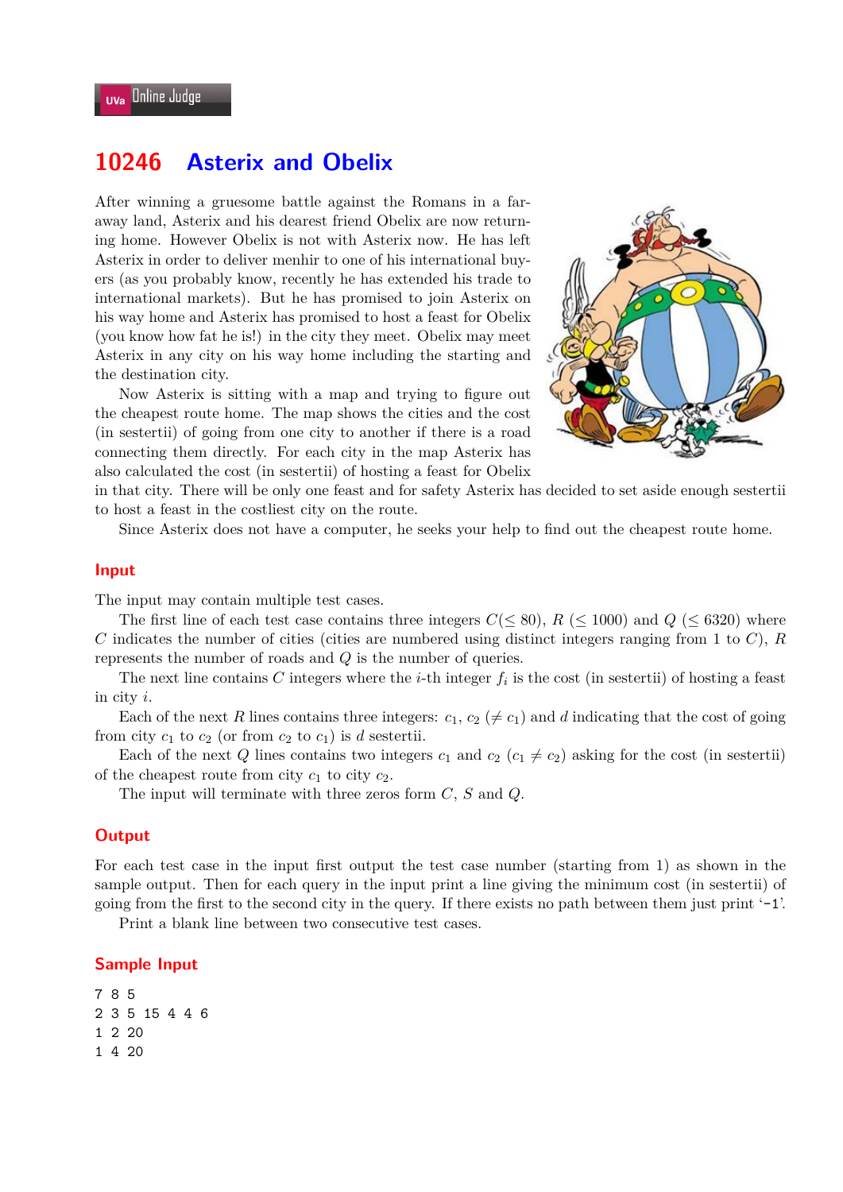# 10246 Asterix and Obelix

After winning a gruesome battle against the Romans in a far-away land, Asterix and his dearest friend Obelix are now returning home. However Obelix is not with Asterix now. He has left Asterix in order to deliver menhir to one of his international buyers (as you probably know, recently he has extended his trade to international markets). But he has promised to join Asterix on his way home and Asterix has promised to host a feast for Obelix (you know how fat he is!) in the city they meet. Obelix may meet Asterix in any city on his way home including the starting and the destination city.

Now Asterix is sitting with a map and trying to figure out the cheapest route home. The map shows the cities and the cost (in sestertii) of going from one city to another if there is a road connecting them directly. For each city in the map Asterix has also calculated the cost (in sestertii) of hosting a feast for Obelix in that city. There will be only one feast and for safety Asterix has decided to set aside enough sestertii to host a feast in the costliest city on the route.

Since Asterix does not have a computer, he seeks your help to find out the cheapest route home.

## Input

The input may contain multiple test cases.

The first line of each test case contains three integers $C (\leq 80)$, $R$ $(\leq 1000)$ and $Q$ $(\leq 6320)$ where $C$ indicates the number of cities (cities are numbered using distinct integers ranging from 1 to $C$), $R$ represents the number of roads and $Q$ is the number of queries.

The next line contains $C$ integers where the $i$-th integer $f_i$ is the cost (in sestertii) of hosting a feast in city $i$.

Each of the next $R$ lines contains three integers: $c_1$, $c_2$ $(\neq c_1)$ and $d$ indicating that the cost of going from city $c_1$ to $c_2$ (or from $c_2$ to $c_1$) is $d$ sestertii.

Each of the next $Q$ lines contains two integers $c_1$ and $c_2$ $(c_1 \neq c_2)$ asking for the cost (in sestertii) of the cheapest route from city $c_1$ to city $c_2$.

The input will terminate with three zeros form $C$, $S$ and $Q$.

## Output

For each test case in the input first output the test case number (starting from 1) as shown in the sample output. Then for each query in the input print a line giving the minimum cost (in sestertii) of going from the first to the second city in the query. If there exists no path between them just print '-1'.

Print a blank line between two consecutive test cases.

## Sample Input

```
7 8 5
2 3 5 15 4 4 6
1 2 20
1 4 20
```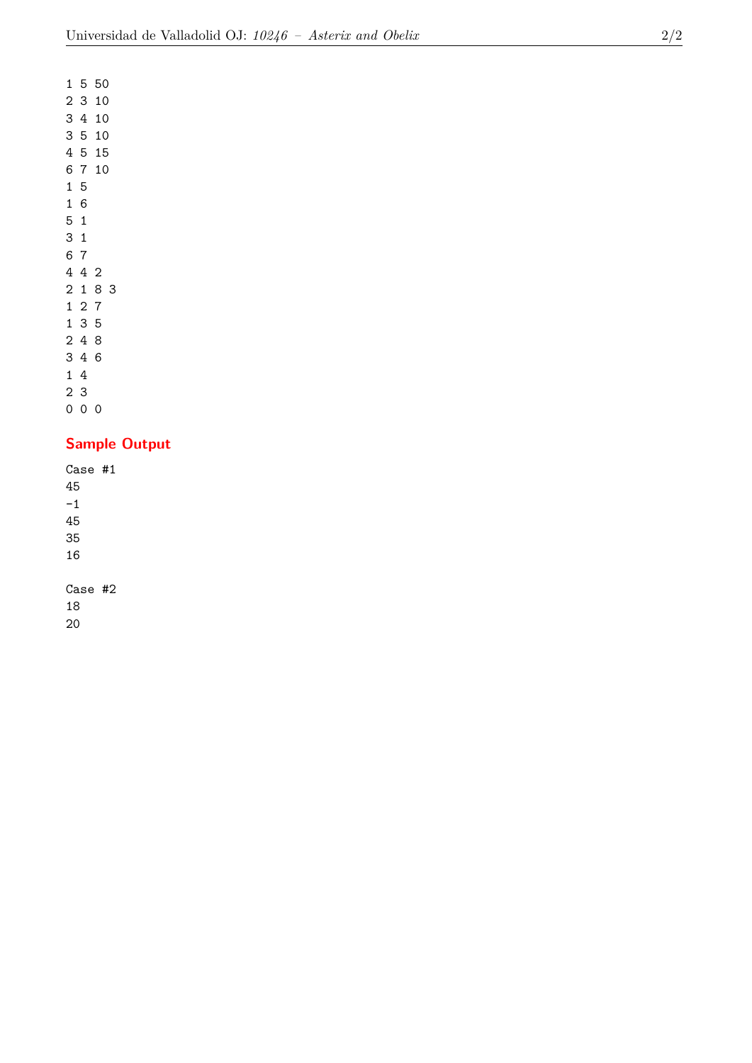```
1 5 50
2 3 10
3 4 10
3 5 10
4 5 15
6 7 10
1 5
1 6
5 1
3 1
6 7
4 4 2
2 1 8 3
1 2 7
1 3 5
2 4 8
3 4 6
1 4
2 3
0 0 0
```

## Sample Output

```
Case #1
45
-1
45
35
16

Case #2
18
20
```